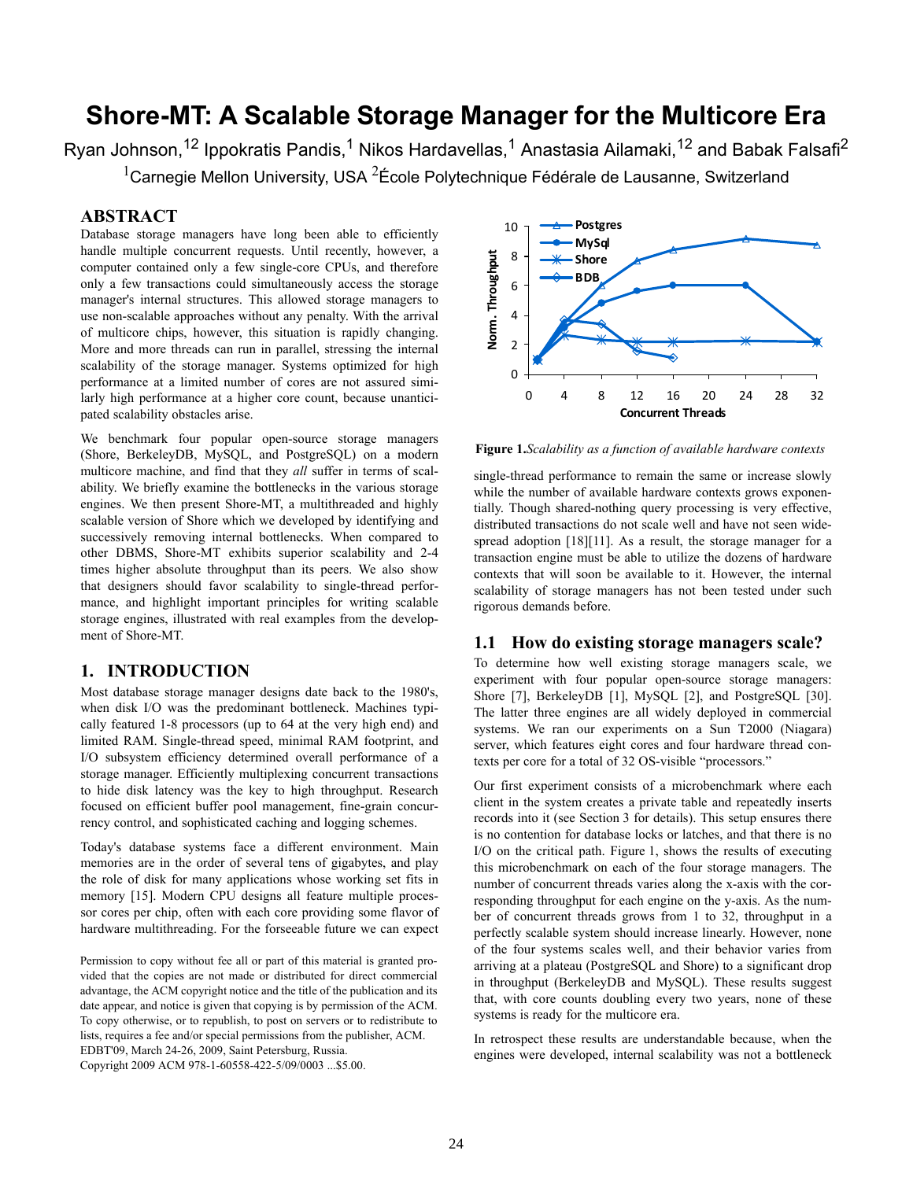# Shore-MT: A Scalable Storage Manager for the Multicore Era

Ryan Johnson,[12] Ippokratis Pandis,[1] Nikos Hardavellas,[1] Anastasia Ailamaki,[12] and Babak Falsafi[2]

[1]Carnegie Mellon University, USA [2]École Polytechnique Fédérale de Lausanne, Switzerland

## ABSTRACT

Database storage managers have long been able to efficiently handle multiple concurrent requests. Until recently, however, a computer contained only a few single-core CPUs, and therefore only a few transactions could simultaneously access the storage manager's internal structures. This allowed storage managers to use non-scalable approaches without any penalty. With the arrival of multicore chips, however, this situation is rapidly changing. More and more threads can run in parallel, stressing the internal scalability of the storage manager. Systems optimized for high performance at a limited number of cores are not assured similarly high performance at a higher core count, because unanticipated scalability obstacles arise.

We benchmark four popular open-source storage managers (Shore, BerkeleyDB, MySQL, and PostgreSQL) on a modern multicore machine, and find that they *all* suffer in terms of scalability. We briefly examine the bottlenecks in the various storage engines. We then present Shore-MT, a multithreaded and highly scalable version of Shore which we developed by identifying and successively removing internal bottlenecks. When compared to other DBMS, Shore-MT exhibits superior scalability and 2-4 times higher absolute throughput than its peers. We also show that designers should favor scalability to single-thread performance, and highlight important principles for writing scalable storage engines, illustrated with real examples from the development of Shore-MT.

## 1. INTRODUCTION

Most database storage manager designs date back to the 1980's, when disk I/O was the predominant bottleneck. Machines typically featured 1-8 processors (up to 64 at the very high end) and limited RAM. Single-thread speed, minimal RAM footprint, and I/O subsystem efficiency determined overall performance of a storage manager. Efficiently multiplexing concurrent transactions to hide disk latency was the key to high throughput. Research focused on efficient buffer pool management, fine-grain concurrency control, and sophisticated caching and logging schemes.

Today's database systems face a different environment. Main memories are in the order of several tens of gigabytes, and play the role of disk for many applications whose working set fits in memory [15]. Modern CPU designs all feature multiple processor cores per chip, often with each core providing some flavor of hardware multithreading. For the forseeable future we can expect single-thread performance to remain the same or increase slowly while the number of available hardware contexts grows exponentially. Though shared-nothing query processing is very effective, distributed transactions do not scale well and have not seen widespread adoption [18][11]. As a result, the storage manager for a transaction engine must be able to utilize the dozens of hardware contexts that will soon be available to it. However, the internal scalability of storage managers has not been tested under such rigorous demands before.

Permission to copy without fee all or part of this material is granted provided that the copies are not made or distributed for direct commercial advantage, the ACM copyright notice and the title of the publication and its date appear, and notice is given that copying is by permission of the ACM. To copy otherwise, or to republish, to post on servers or to redistribute to lists, requires a fee and/or special permissions from the publisher, ACM.
EDBT'09, March 24-26, 2009, Saint Petersburg, Russia.
Copyright 2009 ACM 978-1-60558-422-5/09/0003 ...$5.00.

**Figure 1.** *Scalability as a function of available hardware contexts*

### 1.1 How do existing storage managers scale?

To determine how well existing storage managers scale, we experiment with four popular open-source storage managers: Shore [7], BerkeleyDB [1], MySQL [2], and PostgreSQL [30]. The latter three engines are all widely deployed in commercial systems. We ran our experiments on a Sun T2000 (Niagara) server, which features eight cores and four hardware thread contexts per core for a total of 32 OS-visible "processors."

Our first experiment consists of a microbenchmark where each client in the system creates a private table and repeatedly inserts records into it (see Section 3 for details). This setup ensures there is no contention for database locks or latches, and that there is no I/O on the critical path. Figure 1, shows the results of executing this microbenchmark on each of the four storage managers. The number of concurrent threads varies along the x-axis with the corresponding throughput for each engine on the y-axis. As the number of concurrent threads grows from 1 to 32, throughput in a perfectly scalable system should increase linearly. However, none of the four systems scales well, and their behavior varies from arriving at a plateau (PostgreSQL and Shore) to a significant drop in throughput (BerkeleyDB and MySQL). These results suggest that, with core counts doubling every two years, none of these systems is ready for the multicore era.

In retrospect these results are understandable because, when the engines were developed, internal scalability was not a bottleneck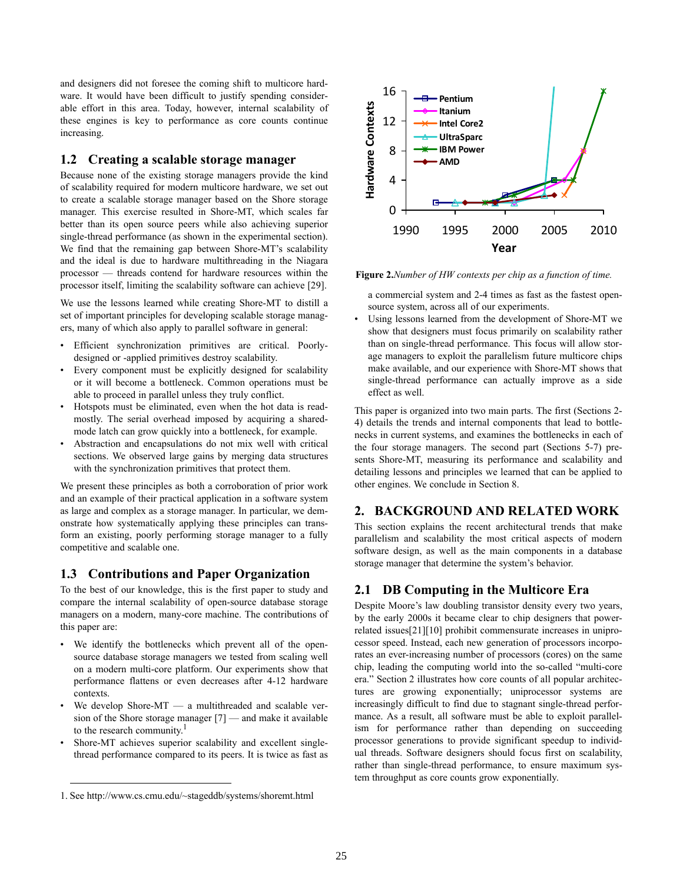and designers did not foresee the coming shift to multicore hardware. It would have been difficult to justify spending considerable effort in this area. Today, however, internal scalability of these engines is key to performance as core counts continue increasing.

### 1.2 Creating a scalable storage manager

Because none of the existing storage managers provide the kind of scalability required for modern multicore hardware, we set out to create a scalable storage manager based on the Shore storage manager. This exercise resulted in Shore-MT, which scales far better than its open source peers while also achieving superior single-thread performance (as shown in the experimental section). We find that the remaining gap between Shore-MT's scalability and the ideal is due to hardware multithreading in the Niagara processor — threads contend for hardware resources within the processor itself, limiting the scalability software can achieve [29].

We use the lessons learned while creating Shore-MT to distill a set of important principles for developing scalable storage managers, many of which also apply to parallel software in general:

- Efficient synchronization primitives are critical. Poorly-designed or -applied primitives destroy scalability.
- Every component must be explicitly designed for scalability or it will become a bottleneck. Common operations must be able to proceed in parallel unless they truly conflict.
- Hotspots must be eliminated, even when the hot data is read-mostly. The serial overhead imposed by acquiring a shared-mode latch can grow quickly into a bottleneck, for example.
- Abstraction and encapsulations do not mix well with critical sections. We observed large gains by merging data structures with the synchronization primitives that protect them.

We present these principles as both a corroboration of prior work and an example of their practical application in a software system as large and complex as a storage manager. In particular, we demonstrate how systematically applying these principles can transform an existing, poorly performing storage manager to a fully competitive and scalable one.

### 1.3 Contributions and Paper Organization

To the best of our knowledge, this is the first paper to study and compare the internal scalability of open-source database storage managers on a modern, many-core machine. The contributions of this paper are:

- We identify the bottlenecks which prevent all of the open-source database storage managers we tested from scaling well on a modern multi-core platform. Our experiments show that performance flattens or even decreases after 4-12 hardware contexts.
- We develop Shore-MT — a multithreaded and scalable version of the Shore storage manager [7] — and make it available to the research community.[1]
- Shore-MT achieves superior scalability and excellent single-thread performance compared to its peers. It is twice as fast as a commercial system and 2-4 times as fast as the fastest open-source system, across all of our experiments.
- Using lessons learned from the development of Shore-MT we show that designers must focus primarily on scalability rather than on single-thread performance. This focus will allow storage managers to exploit the parallelism future multicore chips make available, and our experience with Shore-MT shows that single-thread performance can actually improve as a side effect as well.

1. See http://www.cs.cmu.edu/~stageddb/systems/shoremt.html

**Figure 2.** *Number of HW contexts per chip as a function of time.*

This paper is organized into two main parts. The first (Sections 2-4) details the trends and internal components that lead to bottlenecks in current systems, and examines the bottlenecks in each of the four storage managers. The second part (Sections 5-7) presents Shore-MT, measuring its performance and scalability and detailing lessons and principles we learned that can be applied to other engines. We conclude in Section 8.

## 2. BACKGROUND AND RELATED WORK

This section explains the recent architectural trends that make parallelism and scalability the most critical aspects of modern software design, as well as the main components in a database storage manager that determine the system's behavior.

### 2.1 DB Computing in the Multicore Era

Despite Moore's law doubling transistor density every two years, by the early 2000s it became clear to chip designers that power-related issues[21][10] prohibit commensurate increases in uniprocessor speed. Instead, each new generation of processors incorporates an ever-increasing number of processors (cores) on the same chip, leading the computing world into the so-called "multi-core era." Section 2 illustrates how core counts of all popular architectures are growing exponentially; uniprocessor systems are increasingly difficult to find due to stagnant single-thread performance. As a result, all software must be able to exploit parallelism for performance rather than depending on succeeding processor generations to provide significant speedup to individual threads. Software designers should focus first on scalability, rather than single-thread performance, to ensure maximum system throughput as core counts grow exponentially.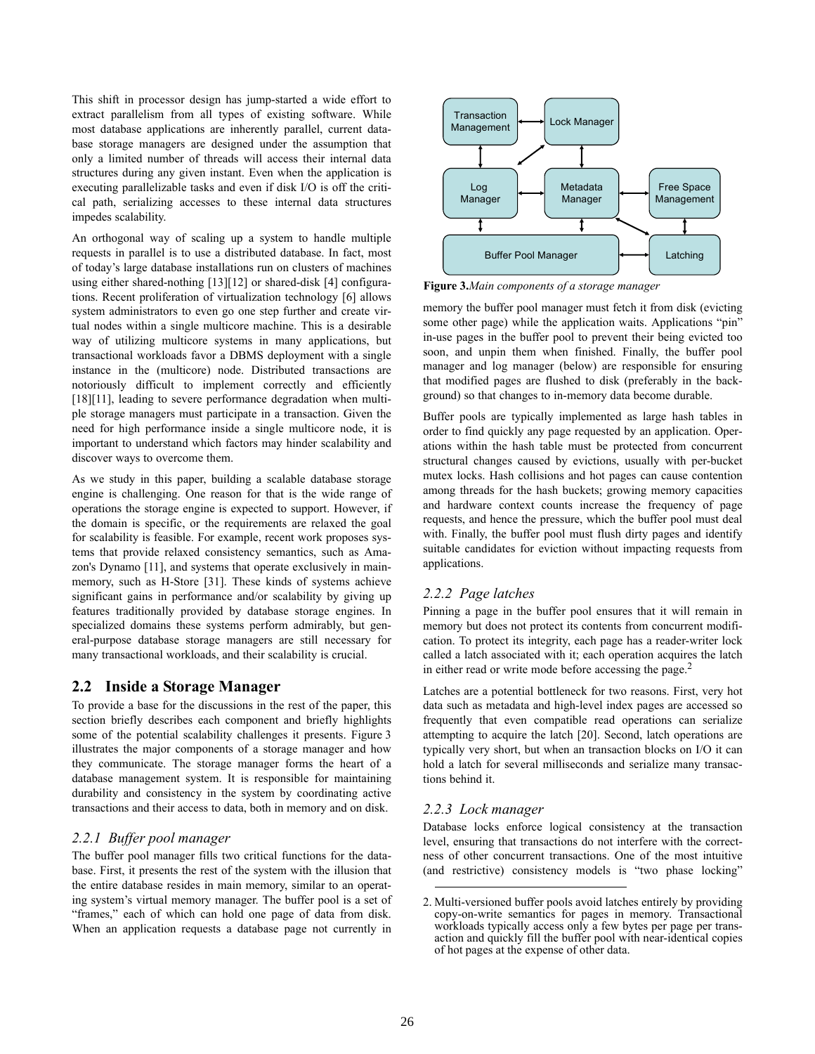This shift in processor design has jump-started a wide effort to extract parallelism from all types of existing software. While most database applications are inherently parallel, current database storage managers are designed under the assumption that only a limited number of threads will access their internal data structures during any given instant. Even when the application is executing parallelizable tasks and even if disk I/O is off the critical path, serializing accesses to these internal data structures impedes scalability.

An orthogonal way of scaling up a system to handle multiple requests in parallel is to use a distributed database. In fact, most of today's large database installations run on clusters of machines using either shared-nothing [13][12] or shared-disk [4] configurations. Recent proliferation of virtualization technology [6] allows system administrators to even go one step further and create virtual nodes within a single multicore machine. This is a desirable way of utilizing multicore systems in many applications, but transactional workloads favor a DBMS deployment with a single instance in the (multicore) node. Distributed transactions are notoriously difficult to implement correctly and efficiently [18][11], leading to severe performance degradation when multiple storage managers must participate in a transaction. Given the need for high performance inside a single multicore node, it is important to understand which factors may hinder scalability and discover ways to overcome them.

As we study in this paper, building a scalable database storage engine is challenging. One reason for that is the wide range of operations the storage engine is expected to support. However, if the domain is specific, or the requirements are relaxed the goal for scalability is feasible. For example, recent work proposes systems that provide relaxed consistency semantics, such as Amazon's Dynamo [11], and systems that operate exclusively in main-memory, such as H-Store [31]. These kinds of systems achieve significant gains in performance and/or scalability by giving up features traditionally provided by database storage engines. In specialized domains these systems perform admirably, but general-purpose database storage managers are still necessary for many transactional workloads, and their scalability is crucial.

## 2.2 Inside a Storage Manager

To provide a base for the discussions in the rest of the paper, this section briefly describes each component and briefly highlights some of the potential scalability challenges it presents. Figure 3 illustrates the major components of a storage manager and how they communicate. The storage manager forms the heart of a database management system. It is responsible for maintaining durability and consistency in the system by coordinating active transactions and their access to data, both in memory and on disk.

### *2.2.1 Buffer pool manager*

The buffer pool manager fills two critical functions for the database. First, it presents the rest of the system with the illusion that the entire database resides in main memory, similar to an operating system's virtual memory manager. The buffer pool is a set of "frames," each of which can hold one page of data from disk. When an application requests a database page not currently in memory the buffer pool manager must fetch it from disk (evicting some other page) while the application waits. Applications "pin" in-use pages in the buffer pool to prevent their being evicted too soon, and unpin them when finished. Finally, the buffer pool manager and log manager (below) are responsible for ensuring that modified pages are flushed to disk (preferably in the background) so that changes to in-memory data become durable.

Transaction Management | Lock Manager | Log Manager | Metadata Manager | Free Space Management | Buffer Pool Manager | Latching

**Figure 3.** *Main components of a storage manager*

Buffer pools are typically implemented as large hash tables in order to find quickly any page requested by an application. Operations within the hash table must be protected from concurrent structural changes caused by evictions, usually with per-bucket mutex locks. Hash collisions and hot pages can cause contention among threads for the hash buckets; growing memory capacities and hardware context counts increase the frequency of page requests, and hence the pressure, which the buffer pool must deal with. Finally, the buffer pool must flush dirty pages and identify suitable candidates for eviction without impacting requests from applications.

### *2.2.2 Page latches*

Pinning a page in the buffer pool ensures that it will remain in memory but does not protect its contents from concurrent modification. To protect its integrity, each page has a reader-writer lock called a latch associated with it; each operation acquires the latch in either read or write mode before accessing the page.[2]

Latches are a potential bottleneck for two reasons. First, very hot data such as metadata and high-level index pages are accessed so frequently that even compatible read operations can serialize attempting to acquire the latch [20]. Second, latch operations are typically very short, but when an transaction blocks on I/O it can hold a latch for several milliseconds and serialize many transactions behind it.

### *2.2.3 Lock manager*

Database locks enforce logical consistency at the transaction level, ensuring that transactions do not interfere with the correctness of other concurrent transactions. One of the most intuitive (and restrictive) consistency models is "two phase locking"

2. Multi-versioned buffer pools avoid latches entirely by providing copy-on-write semantics for pages in memory. Transactional workloads typically access only a few bytes per page per transaction and quickly fill the buffer pool with near-identical copies of hot pages at the expense of other data.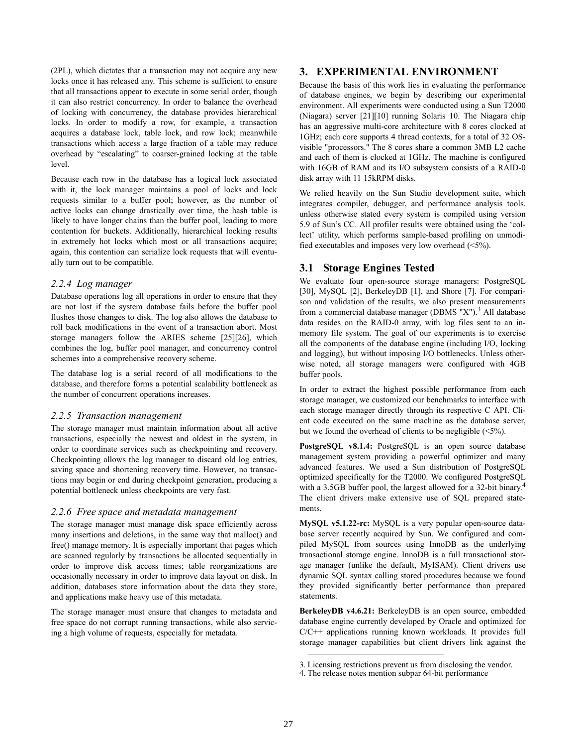(2PL), which dictates that a transaction may not acquire any new locks once it has released any. This scheme is sufficient to ensure that all transactions appear to execute in some serial order, though it can also restrict concurrency. In order to balance the overhead of locking with concurrency, the database provides hierarchical locks. In order to modify a row, for example, a transaction acquires a database lock, table lock, and row lock; meanwhile transactions which access a large fraction of a table may reduce overhead by "escalating" to coarser-grained locking at the table level.

Because each row in the database has a logical lock associated with it, the lock manager maintains a pool of locks and lock requests similar to a buffer pool; however, as the number of active locks can change drastically over time, the hash table is likely to have longer chains than the buffer pool, leading to more contention for buckets. Additionally, hierarchical locking results in extremely hot locks which most or all transactions acquire; again, this contention can serialize lock requests that will eventually turn out to be compatible.

#### *2.2.4 Log manager*

Database operations log all operations in order to ensure that they are not lost if the system database fails before the buffer pool flushes those changes to disk. The log also allows the database to roll back modifications in the event of a transaction abort. Most storage managers follow the ARIES scheme [25][26], which combines the log, buffer pool manager, and concurrency control schemes into a comprehensive recovery scheme.

The database log is a serial record of all modifications to the database, and therefore forms a potential scalability bottleneck as the number of concurrent operations increases.

#### *2.2.5 Transaction management*

The storage manager must maintain information about all active transactions, especially the newest and oldest in the system, in order to coordinate services such as checkpointing and recovery. Checkpointing allows the log manager to discard old log entries, saving space and shortening recovery time. However, no transactions may begin or end during checkpoint generation, producing a potential bottleneck unless checkpoints are very fast.

#### *2.2.6 Free space and metadata management*

The storage manager must manage disk space efficiently across many insertions and deletions, in the same way that malloc() and free() manage memory. It is especially important that pages which are scanned regularly by transactions be allocated sequentially in order to improve disk access times; table reorganizations are occasionally necessary in order to improve data layout on disk. In addition, databases store information about the data they store, and applications make heavy use of this metadata.

The storage manager must ensure that changes to metadata and free space do not corrupt running transactions, while also servicing a high volume of requests, especially for metadata.

## 3. EXPERIMENTAL ENVIRONMENT

Because the basis of this work lies in evaluating the performance of database engines, we begin by describing our experimental environment. All experiments were conducted using a Sun T2000 (Niagara) server [21][10] running Solaris 10. The Niagara chip has an aggressive multi-core architecture with 8 cores clocked at 1GHz; each core supports 4 thread contexts, for a total of 32 OS-visible "processors." The 8 cores share a common 3MB L2 cache and each of them is clocked at 1GHz. The machine is configured with 16GB of RAM and its I/O subsystem consists of a RAID-0 disk array with 11 15kRPM disks.

We relied heavily on the Sun Studio development suite, which integrates compiler, debugger, and performance analysis tools. unless otherwise stated every system is compiled using version 5.9 of Sun's CC. All profiler results were obtained using the 'collect' utility, which performs sample-based profiling on unmodified executables and imposes very low overhead (<5%).

### 3.1 Storage Engines Tested

We evaluate four open-source storage managers: PostgreSQL [30], MySQL [2], BerkeleyDB [1], and Shore [7]. For comparison and validation of the results, we also present measurements from a commercial database manager (DBMS "X").[3] All database data resides on the RAID-0 array, with log files sent to an in-memory file system. The goal of our experiments is to exercise all the components of the database engine (including I/O, locking and logging), but without imposing I/O bottlenecks. Unless otherwise noted, all storage managers were configured with 4GB buffer pools.

In order to extract the highest possible performance from each storage manager, we customized our benchmarks to interface with each storage manager directly through its respective C API. Client code executed on the same machine as the database server, but we found the overhead of clients to be negligible (<5%).

**PostgreSQL v8.1.4:** PostgreSQL is an open source database management system providing a powerful optimizer and many advanced features. We used a Sun distribution of PostgreSQL optimized specifically for the T2000. We configured PostgreSQL with a 3.5GB buffer pool, the largest allowed for a 32-bit binary.[4] The client drivers make extensive use of SQL prepared statements.

**MySQL v5.1.22-rc:** MySQL is a very popular open-source database server recently acquired by Sun. We configured and compiled MySQL from sources using InnoDB as the underlying transactional storage engine. InnoDB is a full transactional storage manager (unlike the default, MyISAM). Client drivers use dynamic SQL syntax calling stored procedures because we found they provided significantly better performance than prepared statements.

**BerkeleyDB v4.6.21:** BerkeleyDB is an open source, embedded database engine currently developed by Oracle and optimized for C/C++ applications running known workloads. It provides full storage manager capabilities but client drivers link against the

3. Licensing restrictions prevent us from disclosing the vendor.

4. The release notes mention subpar 64-bit performance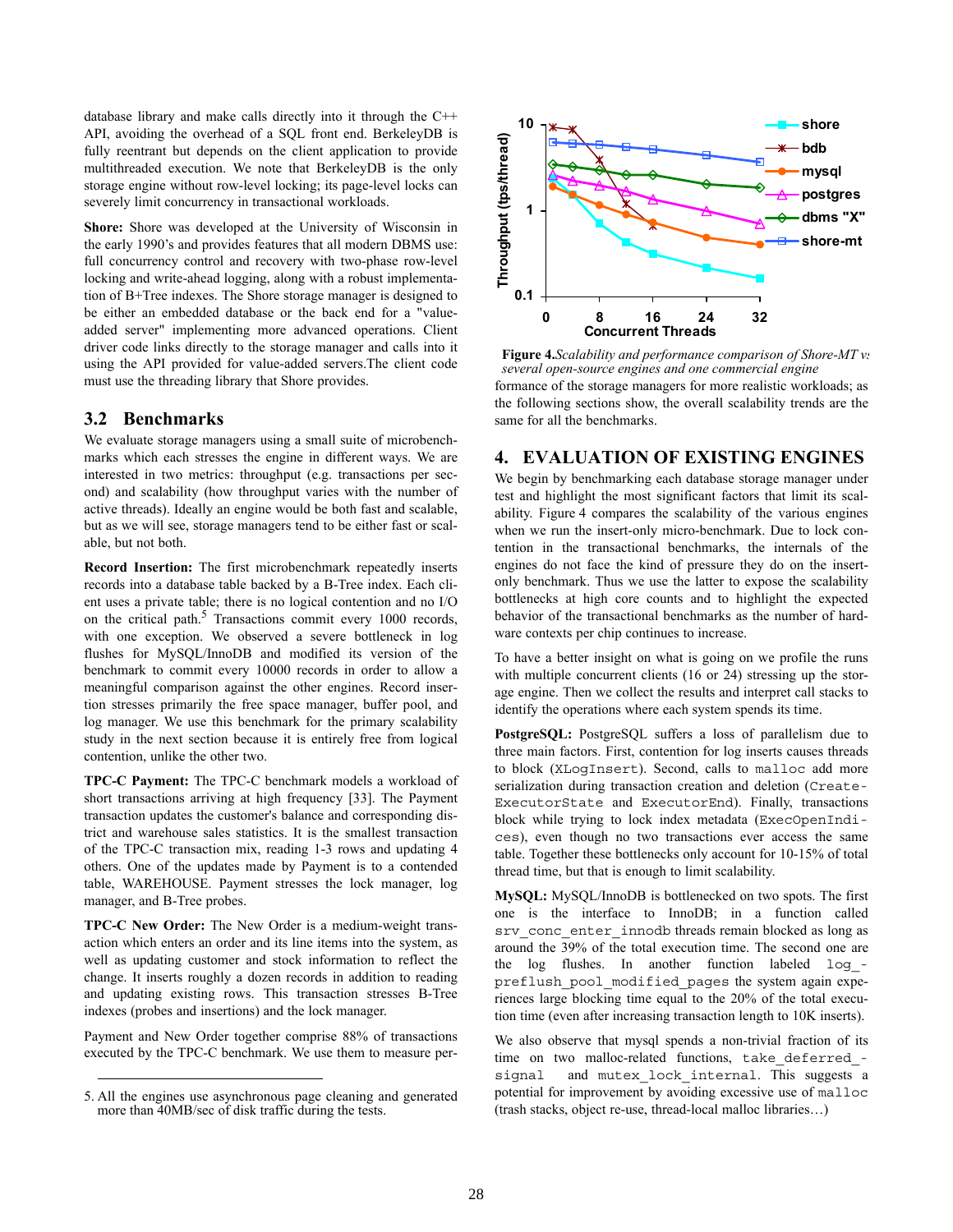database library and make calls directly into it through the C++ API, avoiding the overhead of a SQL front end. BerkeleyDB is fully reentrant but depends on the client application to provide multithreaded execution. We note that BerkeleyDB is the only storage engine without row-level locking; its page-level locks can severely limit concurrency in transactional workloads.

**Shore:** Shore was developed at the University of Wisconsin in the early 1990's and provides features that all modern DBMS use: full concurrency control and recovery with two-phase row-level locking and write-ahead logging, along with a robust implementation of B+Tree indexes. The Shore storage manager is designed to be either an embedded database or the back end for a "value-added server" implementing more advanced operations. Client driver code links directly to the storage manager and calls into it using the API provided for value-added servers.The client code must use the threading library that Shore provides.

## 3.2 Benchmarks

We evaluate storage managers using a small suite of microbenchmarks which each stresses the engine in different ways. We are interested in two metrics: throughput (e.g. transactions per second) and scalability (how throughput varies with the number of active threads). Ideally an engine would be both fast and scalable, but as we will see, storage managers tend to be either fast or scalable, but not both.

**Record Insertion:** The first microbenchmark repeatedly inserts records into a database table backed by a B-Tree index. Each client uses a private table; there is no logical contention and no I/O on the critical path.[5] Transactions commit every 1000 records, with one exception. We observed a severe bottleneck in log flushes for MySQL/InnoDB and modified its version of the benchmark to commit every 10000 records in order to allow a meaningful comparison against the other engines. Record insertion stresses primarily the free space manager, buffer pool, and log manager. We use this benchmark for the primary scalability study in the next section because it is entirely free from logical contention, unlike the other two.

**TPC-C Payment:** The TPC-C benchmark models a workload of short transactions arriving at high frequency [33]. The Payment transaction updates the customer's balance and corresponding district and warehouse sales statistics. It is the smallest transaction of the TPC-C transaction mix, reading 1-3 rows and updating 4 others. One of the updates made by Payment is to a contended table, WAREHOUSE. Payment stresses the lock manager, log manager, and B-Tree probes.

**TPC-C New Order:** The New Order is a medium-weight transaction which enters an order and its line items into the system, as well as updating customer and stock information to reflect the change. It inserts roughly a dozen records in addition to reading and updating existing rows. This transaction stresses B-Tree indexes (probes and insertions) and the lock manager.

Payment and New Order together comprise 88% of transactions executed by the TPC-C benchmark. We use them to measure performance of the storage managers for more realistic workloads; as the following sections show, the overall scalability trends are the same for all the benchmarks.

5. All the engines use asynchronous page cleaning and generated more than 40MB/sec of disk traffic during the tests.

**Figure 4.** *Scalability and performance comparison of Shore-MT vs several open-source engines and one commercial engine*

## 4. EVALUATION OF EXISTING ENGINES

We begin by benchmarking each database storage manager under test and highlight the most significant factors that limit its scalability. Figure 4 compares the scalability of the various engines when we run the insert-only micro-benchmark. Due to lock contention in the transactional benchmarks, the internals of the engines do not face the kind of pressure they do on the insert-only benchmark. Thus we use the latter to expose the scalability bottlenecks at high core counts and to highlight the expected behavior of the transactional benchmarks as the number of hardware contexts per chip continues to increase.

To have a better insight on what is going on we profile the runs with multiple concurrent clients (16 or 24) stressing up the storage engine. Then we collect the results and interpret call stacks to identify the operations where each system spends its time.

**PostgreSQL:** PostgreSQL suffers a loss of parallelism due to three main factors. First, contention for log inserts causes threads to block (`XLogInsert`). Second, calls to `malloc` add more serialization during transaction creation and deletion (`CreateExecutorState` and `ExecutorEnd`). Finally, transactions block while trying to lock index metadata (`ExecOpenIndices`), even though no two transactions ever access the same table. Together these bottlenecks only account for 10-15% of total thread time, but that is enough to limit scalability.

**MySQL:** MySQL/InnoDB is bottlenecked on two spots. The first one is the interface to InnoDB; in a function called `srv_conc_enter_innodb` threads remain blocked as long as around the 39% of the total execution time. The second one are the log flushes. In another function labeled `log_preflush_pool_modified_pages` the system again experiences large blocking time equal to the 20% of the total execution time (even after increasing transaction length to 10K inserts).

We also observe that mysql spends a non-trivial fraction of its time on two malloc-related functions, `take_deferred_signal` and `mutex_lock_internal`. This suggests a potential for improvement by avoiding excessive use of `malloc` (trash stacks, object re-use, thread-local malloc libraries…)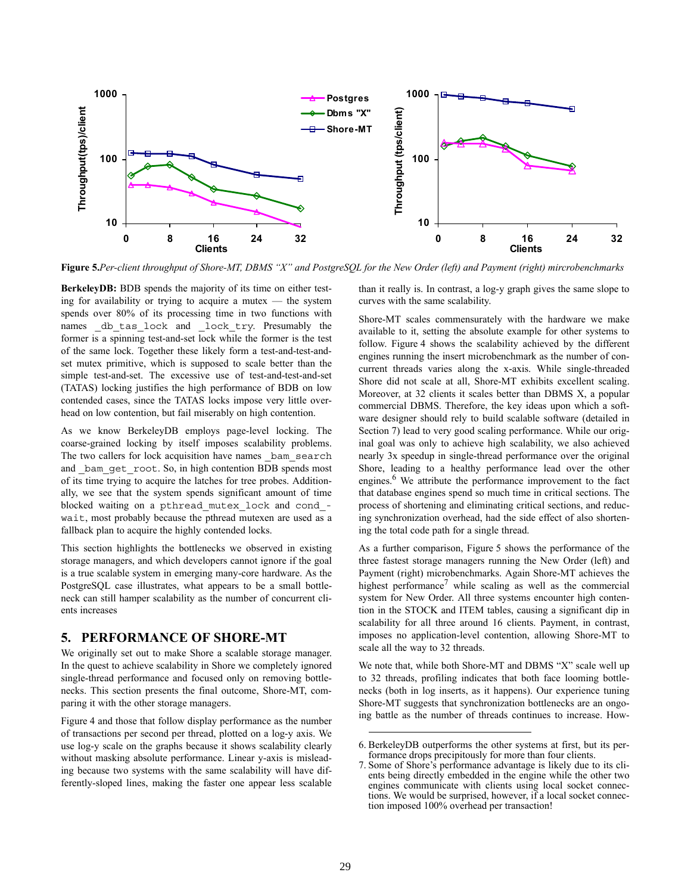**Figure 5.** *Per-client throughput of Shore-MT, DBMS "X" and PostgreSQL for the New Order (left) and Payment (right) mircrobenchmarks*

**BerkeleyDB:** BDB spends the majority of its time on either testing for availability or trying to acquire a mutex — the system spends over 80% of its processing time in two functions with names `_db_tas_lock` and `_lock_try`. Presumably the former is a spinning test-and-set lock while the former is the test of the same lock. Together these likely form a test-and-test-and-set mutex primitive, which is supposed to scale better than the simple test-and-set. The excessive use of test-and-test-and-set (TATAS) locking justifies the high performance of BDB on low contended cases, since the TATAS locks impose very little overhead on low contention, but fail miserably on high contention.

As we know BerkeleyDB employs page-level locking. The coarse-grained locking by itself imposes scalability problems. The two callers for lock acquisition have names `_bam_search` and `_bam_get_root`. So, in high contention BDB spends most of its time trying to acquire the latches for tree probes. Additionally, we see that the system spends significant amount of time blocked waiting on a `pthread_mutex_lock` and `cond_wait`, most probably because the pthread mutexen are used as a fallback plan to acquire the highly contended locks.

This section highlights the bottlenecks we observed in existing storage managers, and which developers cannot ignore if the goal is a true scalable system in emerging many-core hardware. As the PostgreSQL case illustrates, what appears to be a small bottleneck can still hamper scalability as the number of concurrent clients increases

## 5. PERFORMANCE OF SHORE-MT

We originally set out to make Shore a scalable storage manager. In the quest to achieve scalability in Shore we completely ignored single-thread performance and focused only on removing bottlenecks. This section presents the final outcome, Shore-MT, comparing it with the other storage managers.

Figure 4 and those that follow display performance as the number of transactions per second per thread, plotted on a log-y axis. We use log-y scale on the graphs because it shows scalability clearly without masking absolute performance. Linear y-axis is misleading because two systems with the same scalability will have differently-sloped lines, making the faster one appear less scalable than it really is. In contrast, a log-y graph gives the same slope to curves with the same scalability.

Shore-MT scales commensurately with the hardware we make available to it, setting the absolute example for other systems to follow. Figure 4 shows the scalability achieved by the different engines running the insert microbenchmark as the number of concurrent threads varies along the x-axis. While single-threaded Shore did not scale at all, Shore-MT exhibits excellent scaling. Moreover, at 32 clients it scales better than DBMS X, a popular commercial DBMS. Therefore, the key ideas upon which a software designer should rely to build scalable software (detailed in Section 7) lead to very good scaling performance. While our original goal was only to achieve high scalability, we also achieved nearly 3x speedup in single-thread performance over the original Shore, leading to a healthy performance lead over the other engines.[6] We attribute the performance improvement to the fact that database engines spend so much time in critical sections. The process of shortening and eliminating critical sections, and reducing synchronization overhead, had the side effect of also shortening the total code path for a single thread.

As a further comparison, Figure 5 shows the performance of the three fastest storage managers running the New Order (left) and Payment (right) microbenchmarks. Again Shore-MT achieves the highest performance[7] while scaling as well as the commercial system for New Order. All three systems encounter high contention in the STOCK and ITEM tables, causing a significant dip in scalability for all three around 16 clients. Payment, in contrast, imposes no application-level contention, allowing Shore-MT to scale all the way to 32 threads.

We note that, while both Shore-MT and DBMS "X" scale well up to 32 threads, profiling indicates that both face looming bottlenecks (both in log inserts, as it happens). Our experience tuning Shore-MT suggests that synchronization bottlenecks are an ongoing battle as the number of threads continues to increase. How-

6. BerkeleyDB outperforms the other systems at first, but its performance drops precipitously for more than four clients.

7. Some of Shore's performance advantage is likely due to its clients being directly embedded in the engine while the other two engines communicate with clients using local socket connections. We would be surprised, however, if a local socket connection imposed 100% overhead per transaction!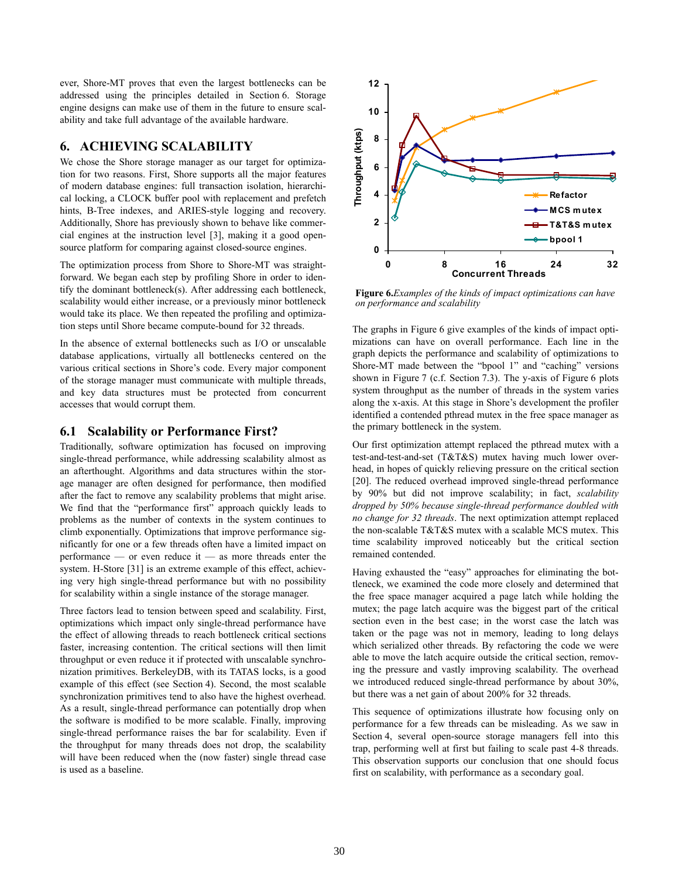ever, Shore-MT proves that even the largest bottlenecks can be addressed using the principles detailed in Section 6. Storage engine designs can make use of them in the future to ensure scalability and take full advantage of the available hardware.

## 6. ACHIEVING SCALABILITY

We chose the Shore storage manager as our target for optimization for two reasons. First, Shore supports all the major features of modern database engines: full transaction isolation, hierarchical locking, a CLOCK buffer pool with replacement and prefetch hints, B-Tree indexes, and ARIES-style logging and recovery. Additionally, Shore has previously shown to behave like commercial engines at the instruction level [3], making it a good open-source platform for comparing against closed-source engines.

The optimization process from Shore to Shore-MT was straightforward. We began each step by profiling Shore in order to identify the dominant bottleneck(s). After addressing each bottleneck, scalability would either increase, or a previously minor bottleneck would take its place. We then repeated the profiling and optimization steps until Shore became compute-bound for 32 threads.

In the absence of external bottlenecks such as I/O or unscalable database applications, virtually all bottlenecks centered on the various critical sections in Shore's code. Every major component of the storage manager must communicate with multiple threads, and key data structures must be protected from concurrent accesses that would corrupt them.

### 6.1 Scalability or Performance First?

Traditionally, software optimization has focused on improving single-thread performance, while addressing scalability almost as an afterthought. Algorithms and data structures within the storage manager are often designed for performance, then modified after the fact to remove any scalability problems that might arise. We find that the "performance first" approach quickly leads to problems as the number of contexts in the system continues to climb exponentially. Optimizations that improve performance significantly for one or a few threads often have a limited impact on performance — or even reduce it — as more threads enter the system. H-Store [31] is an extreme example of this effect, achieving very high single-thread performance but with no possibility for scalability within a single instance of the storage manager.

Three factors lead to tension between speed and scalability. First, optimizations which impact only single-thread performance have the effect of allowing threads to reach bottleneck critical sections faster, increasing contention. The critical sections will then limit throughput or even reduce it if protected with unscalable synchronization primitives. BerkeleyDB, with its TATAS locks, is a good example of this effect (see Section 4). Second, the most scalable synchronization primitives tend to also have the highest overhead. As a result, single-thread performance can potentially drop when the software is modified to be more scalable. Finally, improving single-thread performance raises the bar for scalability. Even if the throughput for many threads does not drop, the scalability will have been reduced when the (now faster) single thread case is used as a baseline.

**Figure 6.** *Examples of the kinds of impact optimizations can have on performance and scalability*

The graphs in Figure 6 give examples of the kinds of impact optimizations can have on overall performance. Each line in the graph depicts the performance and scalability of optimizations to Shore-MT made between the "bpool 1" and "caching" versions shown in Figure 7 (c.f. Section 7.3). The y-axis of Figure 6 plots system throughput as the number of threads in the system varies along the x-axis. At this stage in Shore's development the profiler identified a contended pthread mutex in the free space manager as the primary bottleneck in the system.

Our first optimization attempt replaced the pthread mutex with a test-and-test-and-set (T&T&S) mutex having much lower overhead, in hopes of quickly relieving pressure on the critical section [20]. The reduced overhead improved single-thread performance by 90% but did not improve scalability; in fact, *scalability dropped by 50% because single-thread performance doubled with no change for 32 threads*. The next optimization attempt replaced the non-scalable T&T&S mutex with a scalable MCS mutex. This time scalability improved noticeably but the critical section remained contended.

Having exhausted the "easy" approaches for eliminating the bottleneck, we examined the code more closely and determined that the free space manager acquired a page latch while holding the mutex; the page latch acquire was the biggest part of the critical section even in the best case; in the worst case the latch was taken or the page was not in memory, leading to long delays which serialized other threads. By refactoring the code we were able to move the latch acquire outside the critical section, removing the pressure and vastly improving scalability. The overhead we introduced reduced single-thread performance by about 30%, but there was a net gain of about 200% for 32 threads.

This sequence of optimizations illustrate how focusing only on performance for a few threads can be misleading. As we saw in Section 4, several open-source storage managers fell into this trap, performing well at first but failing to scale past 4-8 threads. This observation supports our conclusion that one should focus first on scalability, with performance as a secondary goal.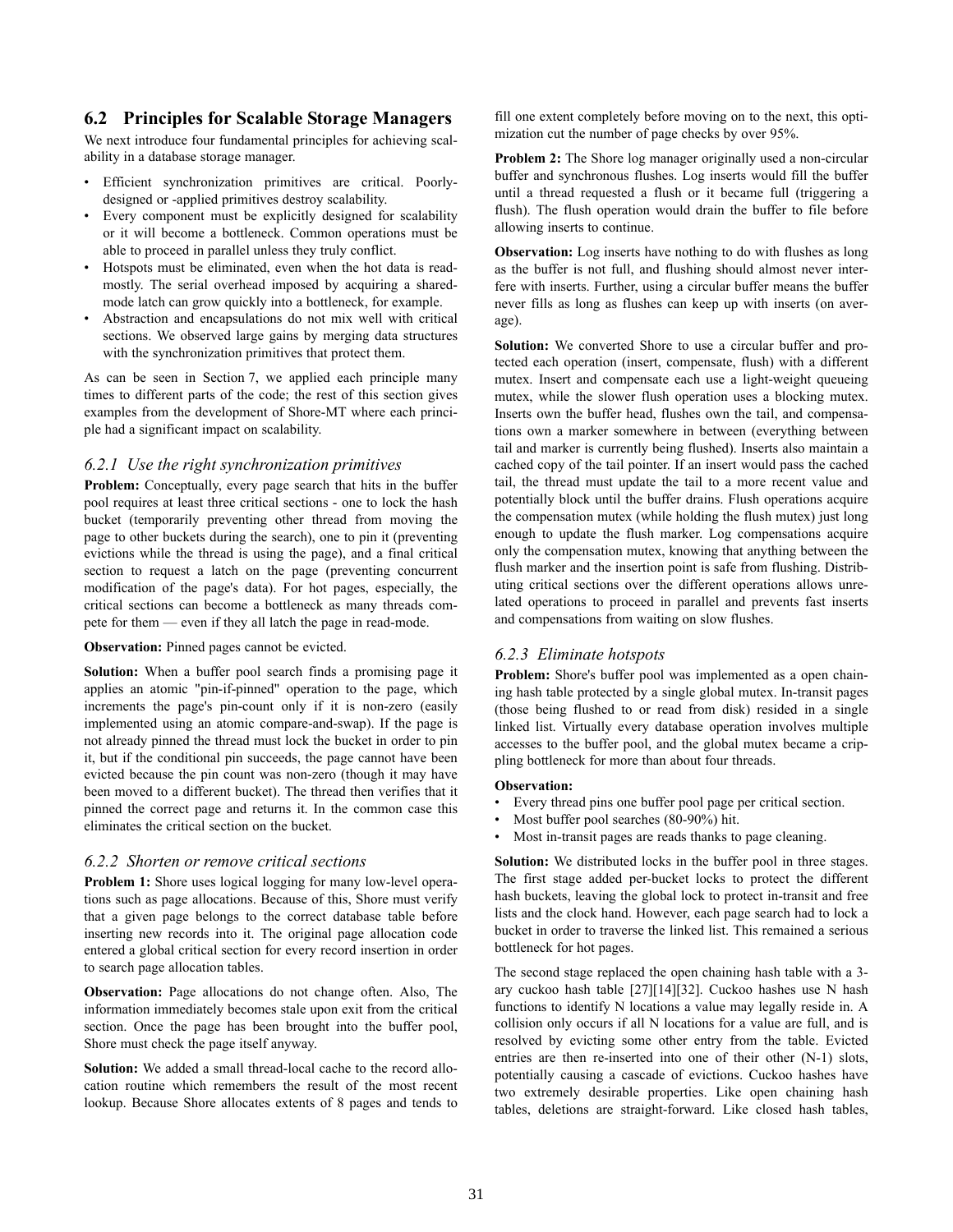## 6.2 Principles for Scalable Storage Managers

We next introduce four fundamental principles for achieving scalability in a database storage manager.

- Efficient synchronization primitives are critical. Poorly-designed or -applied primitives destroy scalability.
- Every component must be explicitly designed for scalability or it will become a bottleneck. Common operations must be able to proceed in parallel unless they truly conflict.
- Hotspots must be eliminated, even when the hot data is read-mostly. The serial overhead imposed by acquiring a shared-mode latch can grow quickly into a bottleneck, for example.
- Abstraction and encapsulations do not mix well with critical sections. We observed large gains by merging data structures with the synchronization primitives that protect them.

As can be seen in Section 7, we applied each principle many times to different parts of the code; the rest of this section gives examples from the development of Shore-MT where each principle had a significant impact on scalability.

### *6.2.1 Use the right synchronization primitives*

**Problem:** Conceptually, every page search that hits in the buffer pool requires at least three critical sections - one to lock the hash bucket (temporarily preventing other thread from moving the page to other buckets during the search), one to pin it (preventing evictions while the thread is using the page), and a final critical section to request a latch on the page (preventing concurrent modification of the page's data). For hot pages, especially, the critical sections can become a bottleneck as many threads compete for them — even if they all latch the page in read-mode.

**Observation:** Pinned pages cannot be evicted.

**Solution:** When a buffer pool search finds a promising page it applies an atomic "pin-if-pinned" operation to the page, which increments the page's pin-count only if it is non-zero (easily implemented using an atomic compare-and-swap). If the page is not already pinned the thread must lock the bucket in order to pin it, but if the conditional pin succeeds, the page cannot have been evicted because the pin count was non-zero (though it may have been moved to a different bucket). The thread then verifies that it pinned the correct page and returns it. In the common case this eliminates the critical section on the bucket.

### *6.2.2 Shorten or remove critical sections*

**Problem 1:** Shore uses logical logging for many low-level operations such as page allocations. Because of this, Shore must verify that a given page belongs to the correct database table before inserting new records into it. The original page allocation code entered a global critical section for every record insertion in order to search page allocation tables.

**Observation:** Page allocations do not change often. Also, The information immediately becomes stale upon exit from the critical section. Once the page has been brought into the buffer pool, Shore must check the page itself anyway.

**Solution:** We added a small thread-local cache to the record allocation routine which remembers the result of the most recent lookup. Because Shore allocates extents of 8 pages and tends to fill one extent completely before moving on to the next, this optimization cut the number of page checks by over 95%.

**Problem 2:** The Shore log manager originally used a non-circular buffer and synchronous flushes. Log inserts would fill the buffer until a thread requested a flush or it became full (triggering a flush). The flush operation would drain the buffer to file before allowing inserts to continue.

**Observation:** Log inserts have nothing to do with flushes as long as the buffer is not full, and flushing should almost never interfere with inserts. Further, using a circular buffer means the buffer never fills as long as flushes can keep up with inserts (on average).

**Solution:** We converted Shore to use a circular buffer and protected each operation (insert, compensate, flush) with a different mutex. Insert and compensate each use a light-weight queueing mutex, while the slower flush operation uses a blocking mutex. Inserts own the buffer head, flushes own the tail, and compensations own a marker somewhere in between (everything between tail and marker is currently being flushed). Inserts also maintain a cached copy of the tail pointer. If an insert would pass the cached tail, the thread must update the tail to a more recent value and potentially block until the buffer drains. Flush operations acquire the compensation mutex (while holding the flush mutex) just long enough to update the flush marker. Log compensations acquire only the compensation mutex, knowing that anything between the flush marker and the insertion point is safe from flushing. Distributing critical sections over the different operations allows unrelated operations to proceed in parallel and prevents fast inserts and compensations from waiting on slow flushes.

### *6.2.3 Eliminate hotspots*

**Problem:** Shore's buffer pool was implemented as a open chaining hash table protected by a single global mutex. In-transit pages (those being flushed to or read from disk) resided in a single linked list. Virtually every database operation involves multiple accesses to the buffer pool, and the global mutex became a crippling bottleneck for more than about four threads.

**Observation:**

- Every thread pins one buffer pool page per critical section.
- Most buffer pool searches (80-90%) hit.
- Most in-transit pages are reads thanks to page cleaning.

**Solution:** We distributed locks in the buffer pool in three stages. The first stage added per-bucket locks to protect the different hash buckets, leaving the global lock to protect in-transit and free lists and the clock hand. However, each page search had to lock a bucket in order to traverse the linked list. This remained a serious bottleneck for hot pages.

The second stage replaced the open chaining hash table with a 3-ary cuckoo hash table [27][14][32]. Cuckoo hashes use N hash functions to identify N locations a value may legally reside in. A collision only occurs if all N locations for a value are full, and is resolved by evicting some other entry from the table. Evicted entries are then re-inserted into one of their other (N-1) slots, potentially causing a cascade of evictions. Cuckoo hashes have two extremely desirable properties. Like open chaining hash tables, deletions are straight-forward. Like closed hash tables,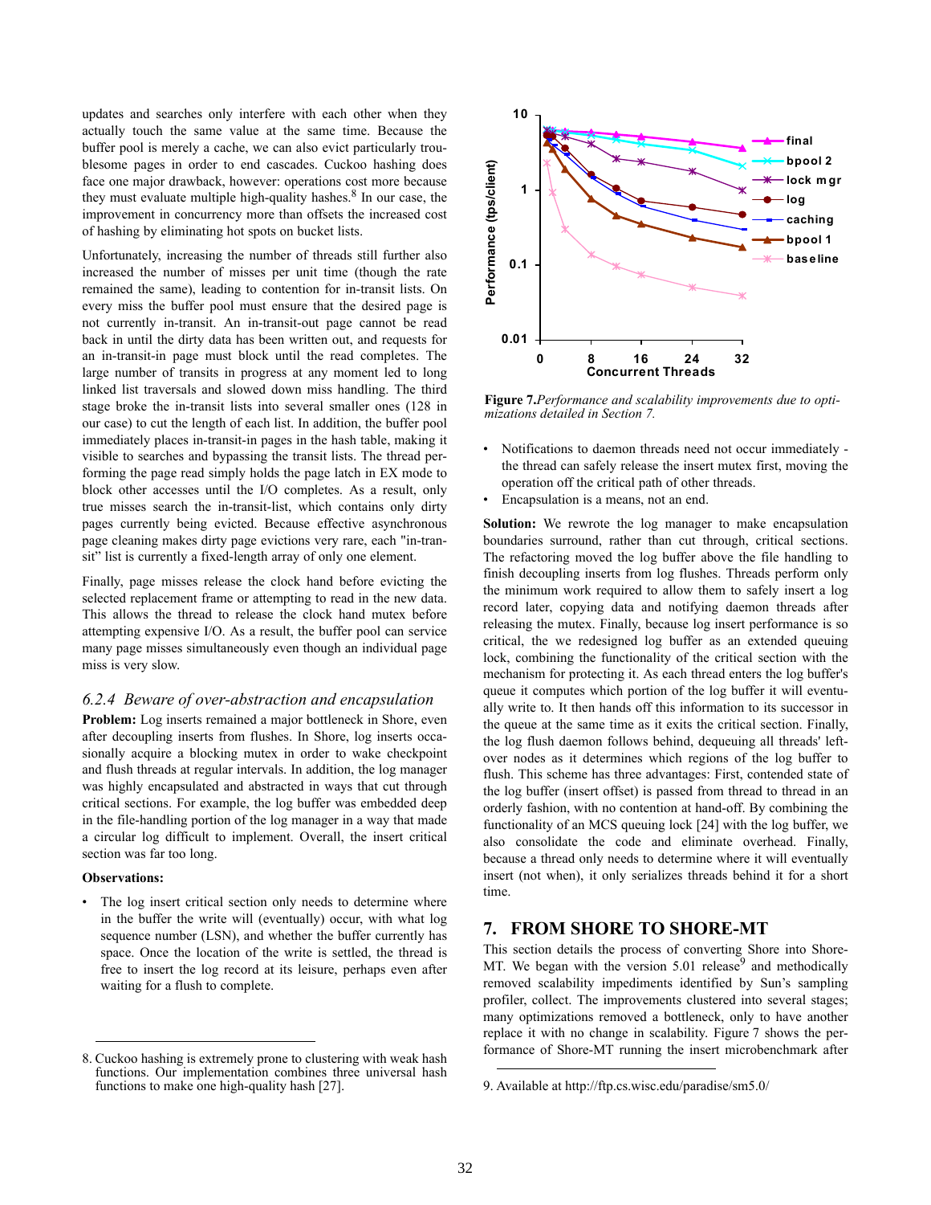updates and searches only interfere with each other when they actually touch the same value at the same time. Because the buffer pool is merely a cache, we can also evict particularly troublesome pages in order to end cascades. Cuckoo hashing does face one major drawback, however: operations cost more because they must evaluate multiple high-quality hashes.[8] In our case, the improvement in concurrency more than offsets the increased cost of hashing by eliminating hot spots on bucket lists.

Unfortunately, increasing the number of threads still further also increased the number of misses per unit time (though the rate remained the same), leading to contention for in-transit lists. On every miss the buffer pool must ensure that the desired page is not currently in-transit. An in-transit-out page cannot be read back in until the dirty data has been written out, and requests for an in-transit-in page must block until the read completes. The large number of transits in progress at any moment led to long linked list traversals and slowed down miss handling. The third stage broke the in-transit lists into several smaller ones (128 in our case) to cut the length of each list. In addition, the buffer pool immediately places in-transit-in pages in the hash table, making it visible to searches and bypassing the transit lists. The thread performing the page read simply holds the page latch in EX mode to block other accesses until the I/O completes. As a result, only true misses search the in-transit-list, which contains only dirty pages currently being evicted. Because effective asynchronous page cleaning makes dirty page evictions very rare, each "in-transit" list is currently a fixed-length array of only one element.

Finally, page misses release the clock hand before evicting the selected replacement frame or attempting to read in the new data. This allows the thread to release the clock hand mutex before attempting expensive I/O. As a result, the buffer pool can service many page misses simultaneously even though an individual page miss is very slow.

### *6.2.4 Beware of over-abstraction and encapsulation*

**Problem:** Log inserts remained a major bottleneck in Shore, even after decoupling inserts from flushes. In Shore, log inserts occasionally acquire a blocking mutex in order to wake checkpoint and flush threads at regular intervals. In addition, the log manager was highly encapsulated and abstracted in ways that cut through critical sections. For example, the log buffer was embedded deep in the file-handling portion of the log manager in a way that made a circular log difficult to implement. Overall, the insert critical section was far too long.

**Observations:**

- The log insert critical section only needs to determine where in the buffer the write will (eventually) occur, with what log sequence number (LSN), and whether the buffer currently has space. Once the location of the write is settled, the thread is free to insert the log record at its leisure, perhaps even after waiting for a flush to complete.
- Notifications to daemon threads need not occur immediately - the thread can safely release the insert mutex first, moving the operation off the critical path of other threads.
- Encapsulation is a means, not an end.

**Solution:** We rewrote the log manager to make encapsulation boundaries surround, rather than cut through, critical sections. The refactoring moved the log buffer above the file handling to finish decoupling inserts from log flushes. Threads perform only the minimum work required to allow them to safely insert a log record later, copying data and notifying daemon threads after releasing the mutex. Finally, because log insert performance is so critical, the we redesigned log buffer as an extended queuing lock, combining the functionality of the critical section with the mechanism for protecting it. As each thread enters the log buffer's queue it computes which portion of the log buffer it will eventually write to. It then hands off this information to its successor in the queue at the same time as it exits the critical section. Finally, the log flush daemon follows behind, dequeuing all threads' left-over nodes as it determines which regions of the log buffer to flush. This scheme has three advantages: First, contended state of the log buffer (insert offset) is passed from thread to thread in an orderly fashion, with no contention at hand-off. By combining the functionality of an MCS queuing lock [24] with the log buffer, we also consolidate the code and eliminate overhead. Finally, because a thread only needs to determine where it will eventually insert (not when), it only serializes threads behind it for a short time.

**Figure 7.** *Performance and scalability improvements due to optimizations detailed in Section 7.*

## 7. FROM SHORE TO SHORE-MT

This section details the process of converting Shore into Shore-MT. We began with the version 5.01 release[9] and methodically removed scalability impediments identified by Sun's sampling profiler, collect. The improvements clustered into several stages; many optimizations removed a bottleneck, only to have another replace it with no change in scalability. Figure 7 shows the performance of Shore-MT running the insert microbenchmark after

8. Cuckoo hashing is extremely prone to clustering with weak hash functions. Our implementation combines three universal hash functions to make one high-quality hash [27].

9. Available at http://ftp.cs.wisc.edu/paradise/sm5.0/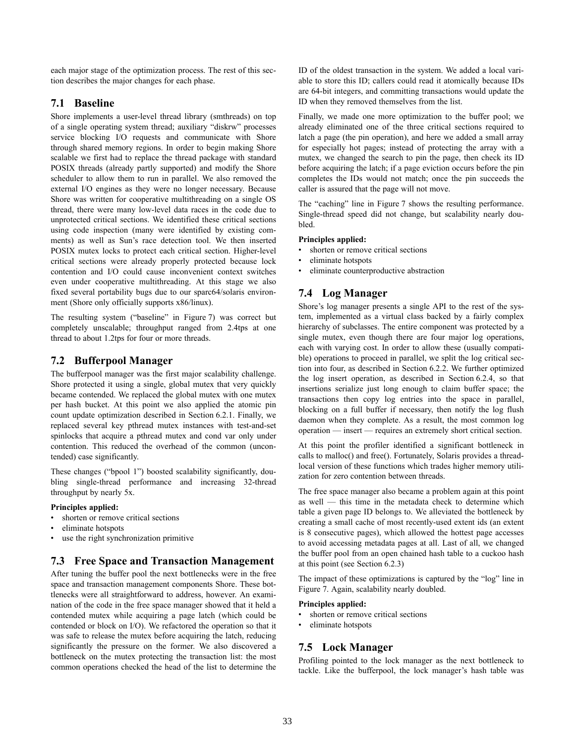each major stage of the optimization process. The rest of this section describes the major changes for each phase.

## 7.1 Baseline

Shore implements a user-level thread library (smthreads) on top of a single operating system thread; auxiliary "diskrw" processes service blocking I/O requests and communicate with Shore through shared memory regions. In order to begin making Shore scalable we first had to replace the thread package with standard POSIX threads (already partly supported) and modify the Shore scheduler to allow them to run in parallel. We also removed the external I/O engines as they were no longer necessary. Because Shore was written for cooperative multithreading on a single OS thread, there were many low-level data races in the code due to unprotected critical sections. We identified these critical sections using code inspection (many were identified by existing comments) as well as Sun's race detection tool. We then inserted POSIX mutex locks to protect each critical section. Higher-level critical sections were already properly protected because lock contention and I/O could cause inconvenient context switches even under cooperative multithreading. At this stage we also fixed several portability bugs due to our sparc64/solaris environment (Shore only officially supports x86/linux).

The resulting system ("baseline" in Figure 7) was correct but completely unscalable; throughput ranged from 2.4tps at one thread to about 1.2tps for four or more threads.

## 7.2 Bufferpool Manager

The bufferpool manager was the first major scalability challenge. Shore protected it using a single, global mutex that very quickly became contended. We replaced the global mutex with one mutex per hash bucket. At this point we also applied the atomic pin count update optimization described in Section 6.2.1. Finally, we replaced several key pthread mutex instances with test-and-set spinlocks that acquire a pthread mutex and cond var only under contention. This reduced the overhead of the common (uncontended) case significantly.

These changes ("bpool 1") boosted scalability significantly, doubling single-thread performance and increasing 32-thread throughput by nearly 5x.

**Principles applied:**

- shorten or remove critical sections
- eliminate hotspots
- use the right synchronization primitive

## 7.3 Free Space and Transaction Management

After tuning the buffer pool the next bottlenecks were in the free space and transaction management components Shore. These bottlenecks were all straightforward to address, however. An examination of the code in the free space manager showed that it held a contended mutex while acquiring a page latch (which could be contended or block on I/O). We refactored the operation so that it was safe to release the mutex before acquiring the latch, reducing significantly the pressure on the former. We also discovered a bottleneck on the mutex protecting the transaction list: the most common operations checked the head of the list to determine the ID of the oldest transaction in the system. We added a local variable to store this ID; callers could read it atomically because IDs are 64-bit integers, and committing transactions would update the ID when they removed themselves from the list.

Finally, we made one more optimization to the buffer pool; we already eliminated one of the three critical sections required to latch a page (the pin operation), and here we added a small array for especially hot pages; instead of protecting the array with a mutex, we changed the search to pin the page, then check its ID before acquiring the latch; if a page eviction occurs before the pin completes the IDs would not match; once the pin succeeds the caller is assured that the page will not move.

The "caching" line in Figure 7 shows the resulting performance. Single-thread speed did not change, but scalability nearly doubled.

**Principles applied:**

- shorten or remove critical sections
- eliminate hotspots
- eliminate counterproductive abstraction

## 7.4 Log Manager

Shore's log manager presents a single API to the rest of the system, implemented as a virtual class backed by a fairly complex hierarchy of subclasses. The entire component was protected by a single mutex, even though there are four major log operations, each with varying cost. In order to allow these (usually compatible) operations to proceed in parallel, we split the log critical section into four, as described in Section 6.2.2. We further optimized the log insert operation, as described in Section 6.2.4, so that insertions serialize just long enough to claim buffer space; the transactions then copy log entries into the space in parallel, blocking on a full buffer if necessary, then notify the log flush daemon when they complete. As a result, the most common log operation — insert — requires an extremely short critical section.

At this point the profiler identified a significant bottleneck in calls to malloc() and free(). Fortunately, Solaris provides a thread-local version of these functions which trades higher memory utilization for zero contention between threads.

The free space manager also became a problem again at this point as well — this time in the metadata check to determine which table a given page ID belongs to. We alleviated the bottleneck by creating a small cache of most recently-used extent ids (an extent is 8 consecutive pages), which allowed the hottest page accesses to avoid accessing metadata pages at all. Last of all, we changed the buffer pool from an open chained hash table to a cuckoo hash at this point (see Section 6.2.3)

The impact of these optimizations is captured by the "log" line in Figure 7. Again, scalability nearly doubled.

**Principles applied:**

- shorten or remove critical sections
- eliminate hotspots

## 7.5 Lock Manager

Profiling pointed to the lock manager as the next bottleneck to tackle. Like the bufferpool, the lock manager's hash table was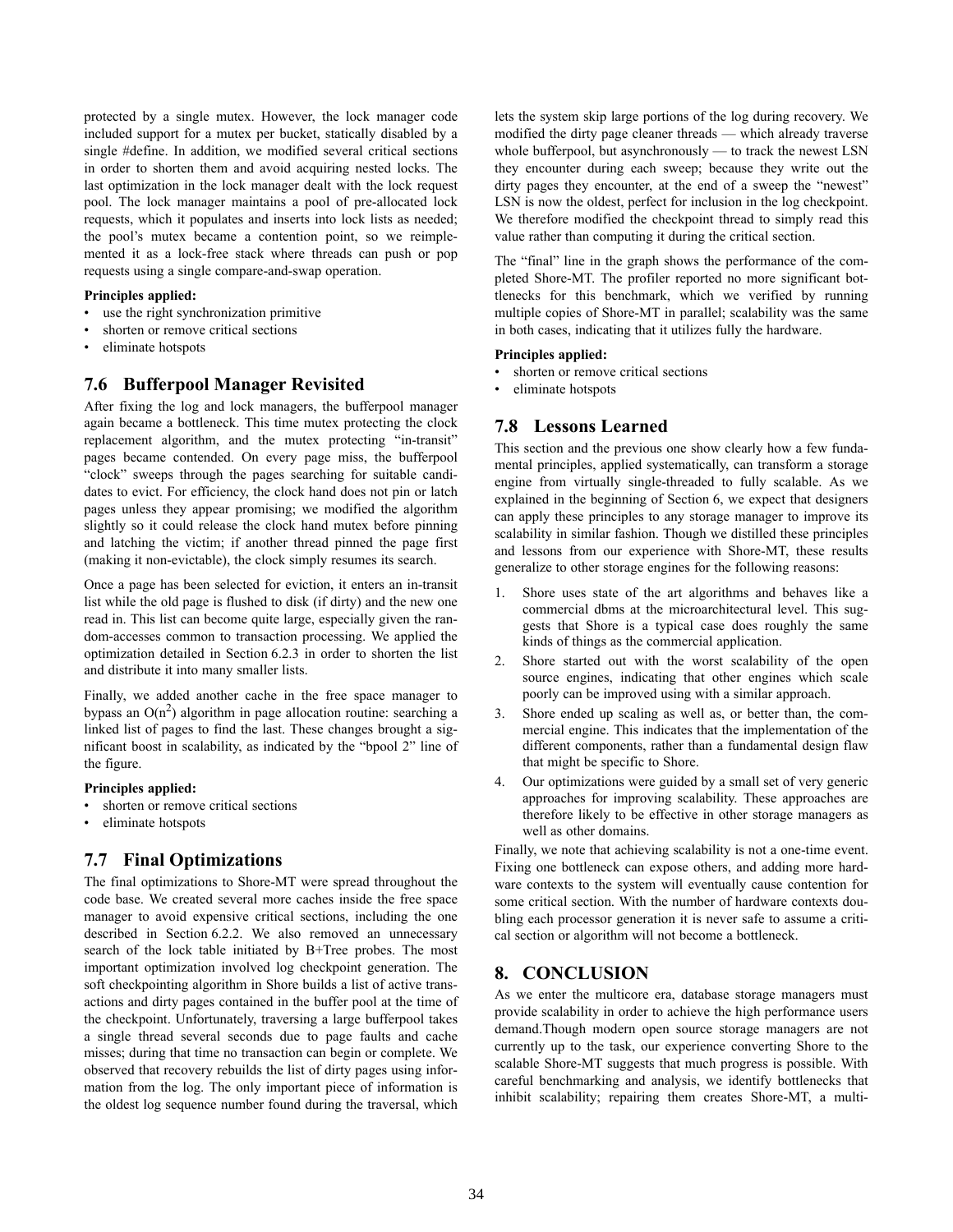protected by a single mutex. However, the lock manager code included support for a mutex per bucket, statically disabled by a single #define. In addition, we modified several critical sections in order to shorten them and avoid acquiring nested locks. The last optimization in the lock manager dealt with the lock request pool. The lock manager maintains a pool of pre-allocated lock requests, which it populates and inserts into lock lists as needed; the pool's mutex became a contention point, so we reimplemented it as a lock-free stack where threads can push or pop requests using a single compare-and-swap operation.

**Principles applied:**

- use the right synchronization primitive
- shorten or remove critical sections
- eliminate hotspots

## 7.6 Bufferpool Manager Revisited

After fixing the log and lock managers, the bufferpool manager again became a bottleneck. This time mutex protecting the clock replacement algorithm, and the mutex protecting "in-transit" pages became contended. On every page miss, the bufferpool "clock" sweeps through the pages searching for suitable candidates to evict. For efficiency, the clock hand does not pin or latch pages unless they appear promising; we modified the algorithm slightly so it could release the clock hand mutex before pinning and latching the victim; if another thread pinned the page first (making it non-evictable), the clock simply resumes its search.

Once a page has been selected for eviction, it enters an in-transit list while the old page is flushed to disk (if dirty) and the new one read in. This list can become quite large, especially given the random-accesses common to transaction processing. We applied the optimization detailed in Section 6.2.3 in order to shorten the list and distribute it into many smaller lists.

Finally, we added another cache in the free space manager to bypass an $O(n^2)$ algorithm in page allocation routine: searching a linked list of pages to find the last. These changes brought a significant boost in scalability, as indicated by the "bpool 2" line of the figure.

**Principles applied:**

- shorten or remove critical sections
- eliminate hotspots

## 7.7 Final Optimizations

The final optimizations to Shore-MT were spread throughout the code base. We created several more caches inside the free space manager to avoid expensive critical sections, including the one described in Section 6.2.2. We also removed an unnecessary search of the lock table initiated by B+Tree probes. The most important optimization involved log checkpoint generation. The soft checkpointing algorithm in Shore builds a list of active transactions and dirty pages contained in the buffer pool at the time of the checkpoint. Unfortunately, traversing a large bufferpool takes a single thread several seconds due to page faults and cache misses; during that time no transaction can begin or complete. We observed that recovery rebuilds the list of dirty pages using information from the log. The only important piece of information is the oldest log sequence number found during the traversal, which lets the system skip large portions of the log during recovery. We modified the dirty page cleaner threads — which already traverse whole bufferpool, but asynchronously — to track the newest LSN they encounter during each sweep; because they write out the dirty pages they encounter, at the end of a sweep the "newest" LSN is now the oldest, perfect for inclusion in the log checkpoint. We therefore modified the checkpoint thread to simply read this value rather than computing it during the critical section.

The "final" line in the graph shows the performance of the completed Shore-MT. The profiler reported no more significant bottlenecks for this benchmark, which we verified by running multiple copies of Shore-MT in parallel; scalability was the same in both cases, indicating that it utilizes fully the hardware.

**Principles applied:**

- shorten or remove critical sections
- eliminate hotspots

## 7.8 Lessons Learned

This section and the previous one show clearly how a few fundamental principles, applied systematically, can transform a storage engine from virtually single-threaded to fully scalable. As we explained in the beginning of Section 6, we expect that designers can apply these principles to any storage manager to improve its scalability in similar fashion. Though we distilled these principles and lessons from our experience with Shore-MT, these results generalize to other storage engines for the following reasons:

1. Shore uses state of the art algorithms and behaves like a commercial dbms at the microarchitectural level. This suggests that Shore is a typical case does roughly the same kinds of things as the commercial application.
2. Shore started out with the worst scalability of the open source engines, indicating that other engines which scale poorly can be improved using with a similar approach.
3. Shore ended up scaling as well as, or better than, the commercial engine. This indicates that the implementation of the different components, rather than a fundamental design flaw that might be specific to Shore.
4. Our optimizations were guided by a small set of very generic approaches for improving scalability. These approaches are therefore likely to be effective in other storage managers as well as other domains.

Finally, we note that achieving scalability is not a one-time event. Fixing one bottleneck can expose others, and adding more hardware contexts to the system will eventually cause contention for some critical section. With the number of hardware contexts doubling each processor generation it is never safe to assume a critical section or algorithm will not become a bottleneck.

# 8. CONCLUSION

As we enter the multicore era, database storage managers must provide scalability in order to achieve the high performance users demand.Though modern open source storage managers are not currently up to the task, our experience converting Shore to the scalable Shore-MT suggests that much progress is possible. With careful benchmarking and analysis, we identify bottlenecks that inhibit scalability; repairing them creates Shore-MT, a multi-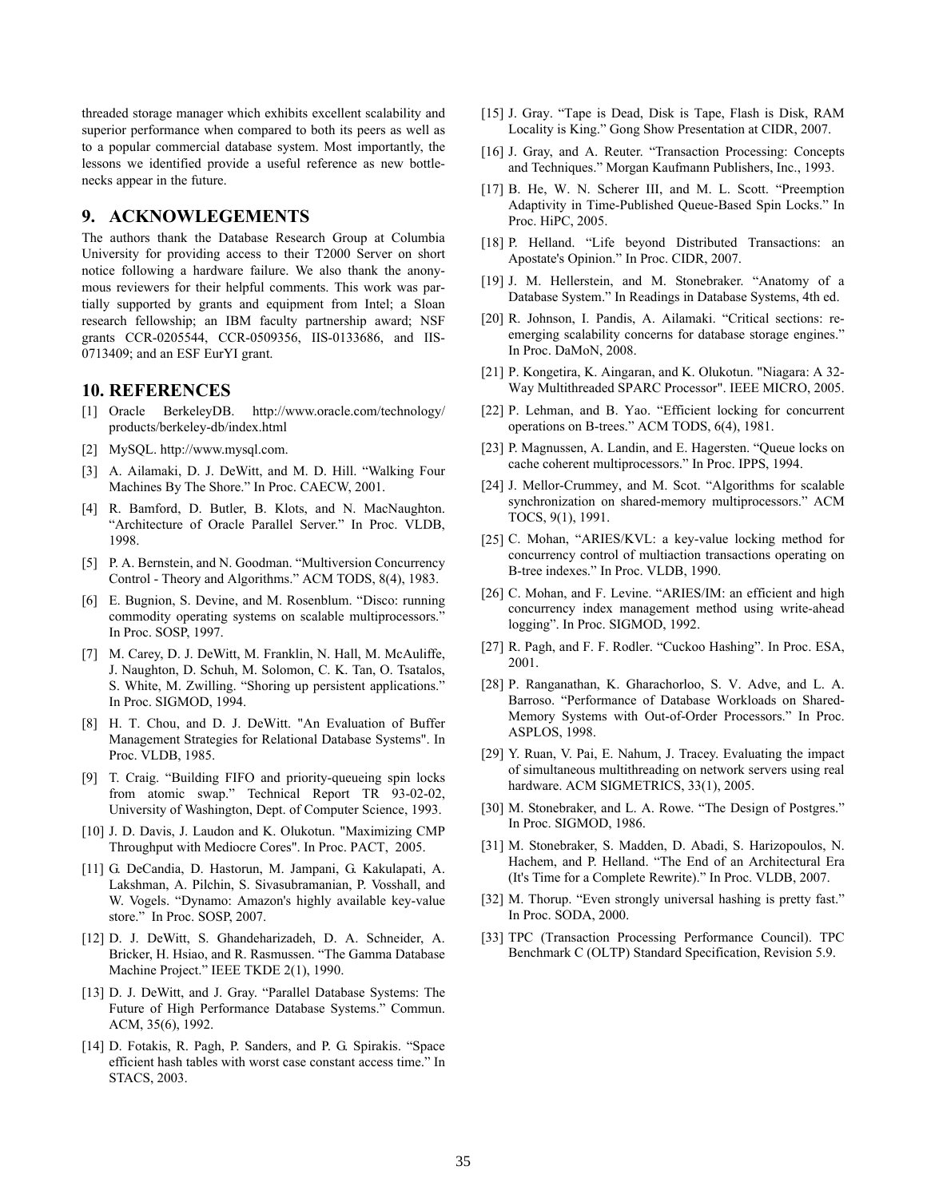threaded storage manager which exhibits excellent scalability and superior performance when compared to both its peers as well as to a popular commercial database system. Most importantly, the lessons we identified provide a useful reference as new bottlenecks appear in the future.

## 9. ACKNOWLEGEMENTS

The authors thank the Database Research Group at Columbia University for providing access to their T2000 Server on short notice following a hardware failure. We also thank the anonymous reviewers for their helpful comments. This work was partially supported by grants and equipment from Intel; a Sloan research fellowship; an IBM faculty partnership award; NSF grants CCR-0205544, CCR-0509356, IIS-0133686, and IIS-0713409; and an ESF EurYI grant.

## 10. REFERENCES

[1] Oracle BerkeleyDB. http://www.oracle.com/technology/products/berkeley-db/index.html

[2] MySQL. http://www.mysql.com.

[3] A. Ailamaki, D. J. DeWitt, and M. D. Hill. "Walking Four Machines By The Shore." In Proc. CAECW, 2001.

[4] R. Bamford, D. Butler, B. Klots, and N. MacNaughton. "Architecture of Oracle Parallel Server." In Proc. VLDB, 1998.

[5] P. A. Bernstein, and N. Goodman. "Multiversion Concurrency Control - Theory and Algorithms." ACM TODS, 8(4), 1983.

[6] E. Bugnion, S. Devine, and M. Rosenblum. "Disco: running commodity operating systems on scalable multiprocessors." In Proc. SOSP, 1997.

[7] M. Carey, D. J. DeWitt, M. Franklin, N. Hall, M. McAuliffe, J. Naughton, D. Schuh, M. Solomon, C. K. Tan, O. Tsatalos, S. White, M. Zwilling. "Shoring up persistent applications." In Proc. SIGMOD, 1994.

[8] H. T. Chou, and D. J. DeWitt. "An Evaluation of Buffer Management Strategies for Relational Database Systems". In Proc. VLDB, 1985.

[9] T. Craig. "Building FIFO and priority-queueing spin locks from atomic swap." Technical Report TR 93-02-02, University of Washington, Dept. of Computer Science, 1993.

[10] J. D. Davis, J. Laudon and K. Olukotun. "Maximizing CMP Throughput with Mediocre Cores". In Proc. PACT, 2005.

[11] G. DeCandia, D. Hastorun, M. Jampani, G. Kakulapati, A. Lakshman, A. Pilchin, S. Sivasubramanian, P. Vosshall, and W. Vogels. "Dynamo: Amazon's highly available key-value store." In Proc. SOSP, 2007.

[12] D. J. DeWitt, S. Ghandeharizadeh, D. A. Schneider, A. Bricker, H. Hsiao, and R. Rasmussen. "The Gamma Database Machine Project." IEEE TKDE 2(1), 1990.

[13] D. J. DeWitt, and J. Gray. "Parallel Database Systems: The Future of High Performance Database Systems." Commun. ACM, 35(6), 1992.

[14] D. Fotakis, R. Pagh, P. Sanders, and P. G. Spirakis. "Space efficient hash tables with worst case constant access time." In STACS, 2003.

[15] J. Gray. "Tape is Dead, Disk is Tape, Flash is Disk, RAM Locality is King." Gong Show Presentation at CIDR, 2007.

[16] J. Gray, and A. Reuter. "Transaction Processing: Concepts and Techniques." Morgan Kaufmann Publishers, Inc., 1993.

[17] B. He, W. N. Scherer III, and M. L. Scott. "Preemption Adaptivity in Time-Published Queue-Based Spin Locks." In Proc. HiPC, 2005.

[18] P. Helland. "Life beyond Distributed Transactions: an Apostate's Opinion." In Proc. CIDR, 2007.

[19] J. M. Hellerstein, and M. Stonebraker. "Anatomy of a Database System." In Readings in Database Systems, 4th ed.

[20] R. Johnson, I. Pandis, A. Ailamaki. "Critical sections: re-emerging scalability concerns for database storage engines." In Proc. DaMoN, 2008.

[21] P. Kongetira, K. Aingaran, and K. Olukotun. "Niagara: A 32-Way Multithreaded SPARC Processor". IEEE MICRO, 2005.

[22] P. Lehman, and B. Yao. "Efficient locking for concurrent operations on B-trees." ACM TODS, 6(4), 1981.

[23] P. Magnussen, A. Landin, and E. Hagersten. "Queue locks on cache coherent multiprocessors." In Proc. IPPS, 1994.

[24] J. Mellor-Crummey, and M. Scot. "Algorithms for scalable synchronization on shared-memory multiprocessors." ACM TOCS, 9(1), 1991.

[25] C. Mohan, "ARIES/KVL: a key-value locking method for concurrency control of multiaction transactions operating on B-tree indexes." In Proc. VLDB, 1990.

[26] C. Mohan, and F. Levine. "ARIES/IM: an efficient and high concurrency index management method using write-ahead logging". In Proc. SIGMOD, 1992.

[27] R. Pagh, and F. F. Rodler. "Cuckoo Hashing". In Proc. ESA, 2001.

[28] P. Ranganathan, K. Gharachorloo, S. V. Adve, and L. A. Barroso. "Performance of Database Workloads on Shared-Memory Systems with Out-of-Order Processors." In Proc. ASPLOS, 1998.

[29] Y. Ruan, V. Pai, E. Nahum, J. Tracey. Evaluating the impact of simultaneous multithreading on network servers using real hardware. ACM SIGMETRICS, 33(1), 2005.

[30] M. Stonebraker, and L. A. Rowe. "The Design of Postgres." In Proc. SIGMOD, 1986.

[31] M. Stonebraker, S. Madden, D. Abadi, S. Harizopoulos, N. Hachem, and P. Helland. "The End of an Architectural Era (It's Time for a Complete Rewrite)." In Proc. VLDB, 2007.

[32] M. Thorup. "Even strongly universal hashing is pretty fast." In Proc. SODA, 2000.

[33] TPC (Transaction Processing Performance Council). TPC Benchmark C (OLTP) Standard Specification, Revision 5.9.